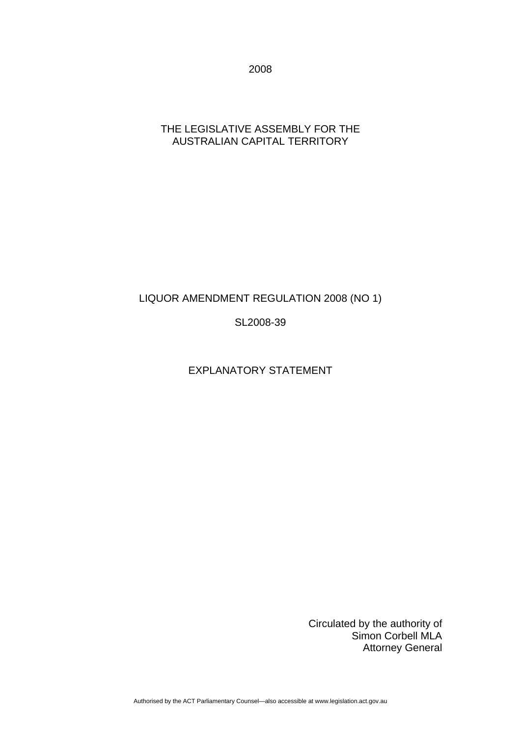2008

THE LEGISLATIVE ASSEMBLY FOR THE AUSTRALIAN CAPITAL TERRITORY

# LIQUOR AMENDMENT REGULATION 2008 (NO 1)

SL2008-39

## EXPLANATORY STATEMENT

Circulated by the authority of
Simon Corbell MLA
Attorney General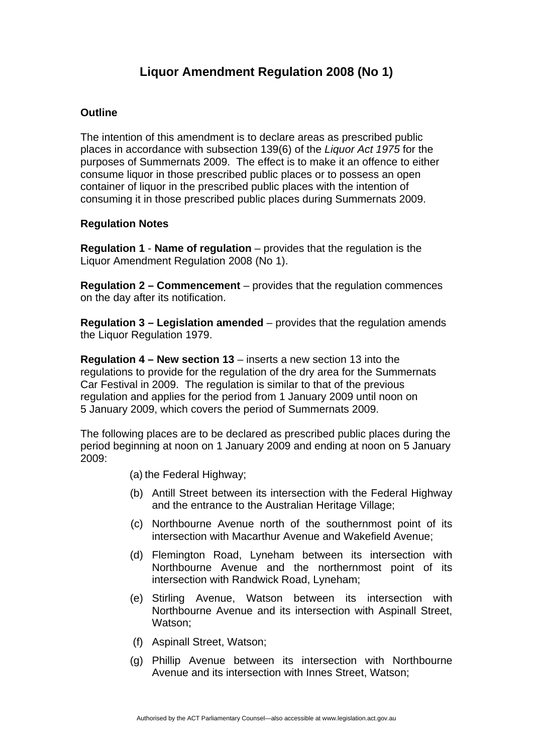# Liquor Amendment Regulation 2008 (No 1)

**Outline**

The intention of this amendment is to declare areas as prescribed public places in accordance with subsection 139(6) of the *Liquor Act 1975* for the purposes of Summernats 2009. The effect is to make it an offence to either consume liquor in those prescribed public places or to possess an open container of liquor in the prescribed public places with the intention of consuming it in those prescribed public places during Summernats 2009.

**Regulation Notes**

**Regulation 1** - **Name of regulation** – provides that the regulation is the Liquor Amendment Regulation 2008 (No 1).

**Regulation 2 – Commencement** – provides that the regulation commences on the day after its notification.

**Regulation 3 – Legislation amended** – provides that the regulation amends the Liquor Regulation 1979.

**Regulation 4 – New section 13** – inserts a new section 13 into the regulations to provide for the regulation of the dry area for the Summernats Car Festival in 2009. The regulation is similar to that of the previous regulation and applies for the period from 1 January 2009 until noon on 5 January 2009, which covers the period of Summernats 2009.

The following places are to be declared as prescribed public places during the period beginning at noon on 1 January 2009 and ending at noon on 5 January 2009:

(a) the Federal Highway;

(b) Antill Street between its intersection with the Federal Highway and the entrance to the Australian Heritage Village;

(c) Northbourne Avenue north of the southernmost point of its intersection with Macarthur Avenue and Wakefield Avenue;

(d) Flemington Road, Lyneham between its intersection with Northbourne Avenue and the northernmost point of its intersection with Randwick Road, Lyneham;

(e) Stirling Avenue, Watson between its intersection with Northbourne Avenue and its intersection with Aspinall Street, Watson;

(f) Aspinall Street, Watson;

(g) Phillip Avenue between its intersection with Northbourne Avenue and its intersection with Innes Street, Watson;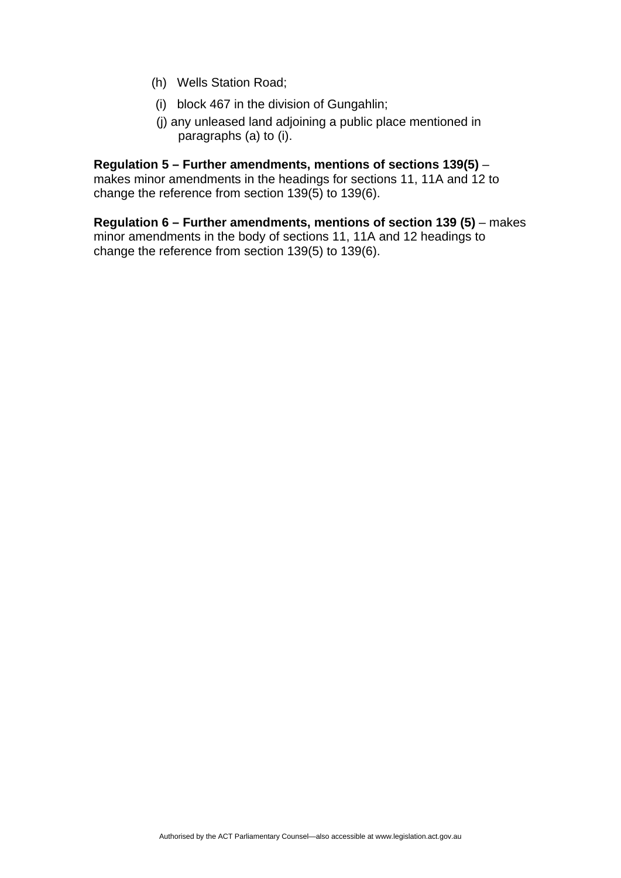(h) Wells Station Road;

(i) block 467 in the division of Gungahlin;

(j) any unleased land adjoining a public place mentioned in paragraphs (a) to (i).

**Regulation 5 – Further amendments, mentions of sections 139(5)** – makes minor amendments in the headings for sections 11, 11A and 12 to change the reference from section 139(5) to 139(6).

**Regulation 6 – Further amendments, mentions of section 139 (5)** – makes minor amendments in the body of sections 11, 11A and 12 headings to change the reference from section 139(5) to 139(6).